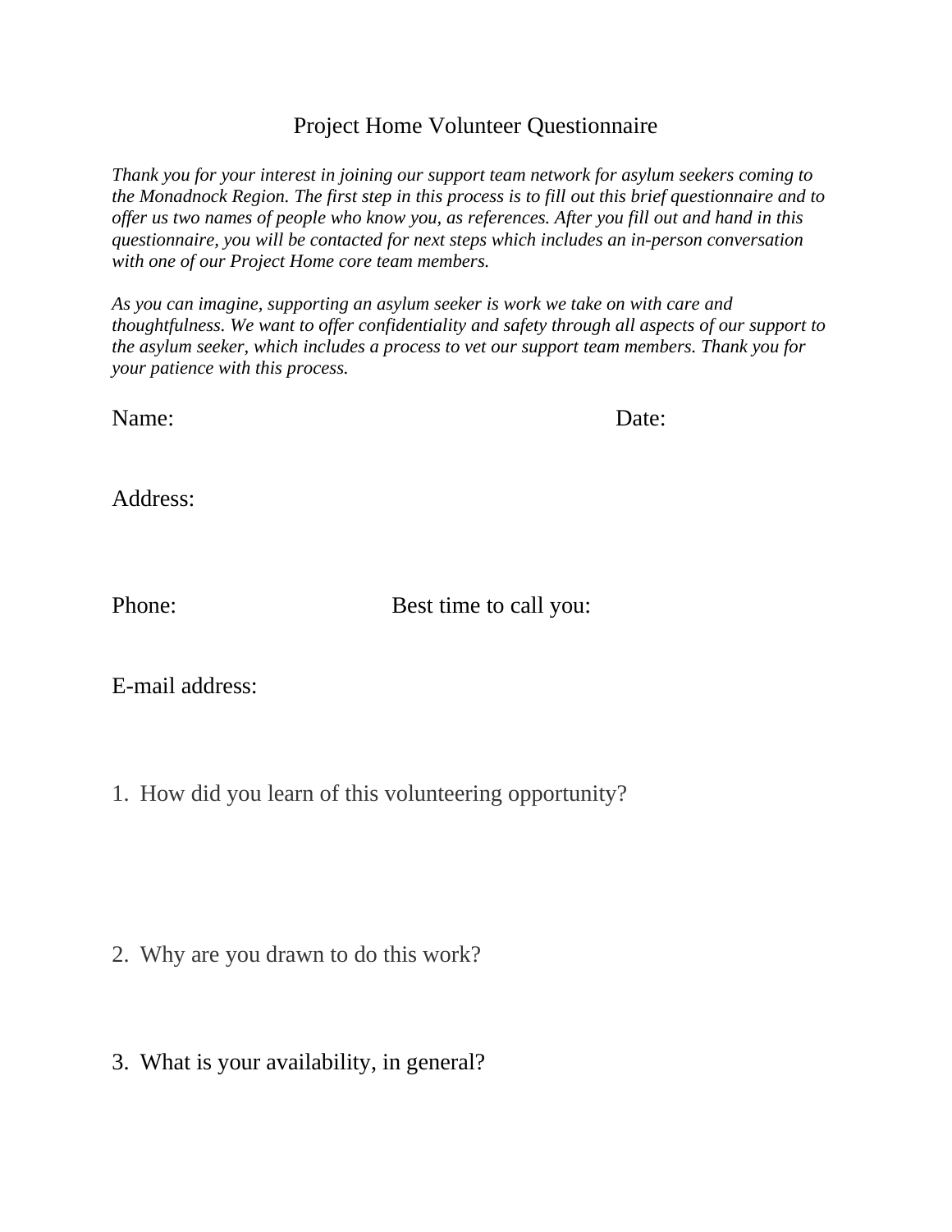# Project Home Volunteer Questionnaire

*Thank you for your interest in joining our support team network for asylum seekers coming to the Monadnock Region. The first step in this process is to fill out this brief questionnaire and to offer us two names of people who know you, as references. After you fill out and hand in this questionnaire, you will be contacted for next steps which includes an in-person conversation with one of our Project Home core team members.*

*As you can imagine, supporting an asylum seeker is work we take on with care and thoughtfulness. We want to offer confidentiality and safety through all aspects of our support to the asylum seeker, which includes a process to vet our support team members. Thank you for your patience with this process.*

Name: Date:

Address:

Phone: Best time to call you:

E-mail address:

1. How did you learn of this volunteering opportunity?

2. Why are you drawn to do this work?

3. What is your availability, in general?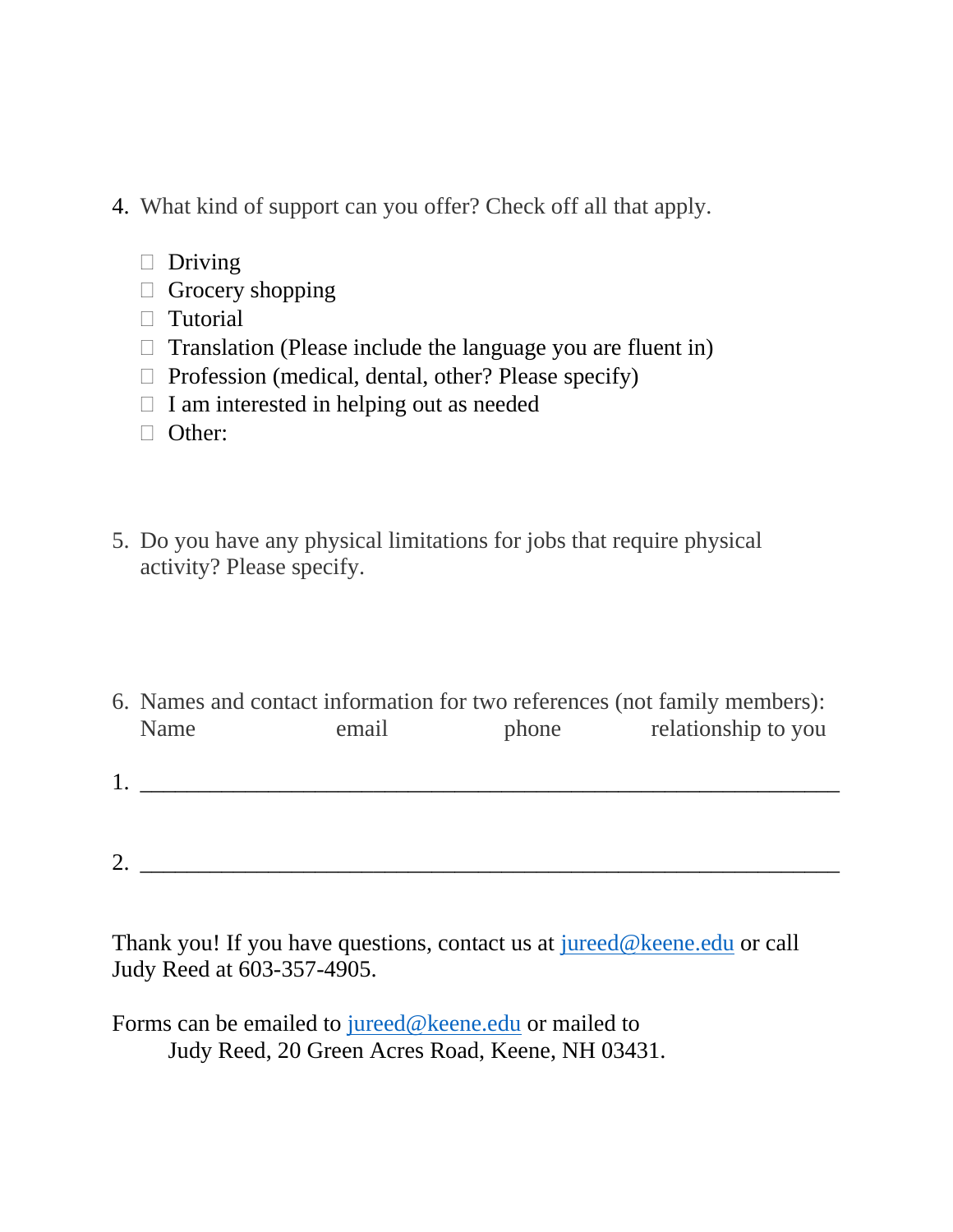4. What kind of support can you offer? Check off all that apply.

   - ☐ Driving
   - ☐ Grocery shopping
   - ☐ Tutorial
   - ☐ Translation (Please include the language you are fluent in)
   - ☐ Profession (medical, dental, other? Please specify)
   - ☐ I am interested in helping out as needed
   - ☐ Other:

5. Do you have any physical limitations for jobs that require physical activity? Please specify.

6. Names and contact information for two references (not family members):
   Name email phone relationship to you

1. ____________________________________________________________

2. ____________________________________________________________

Thank you! If you have questions, contact us at jureed@keene.edu or call Judy Reed at 603-357-4905.

Forms can be emailed to jureed@keene.edu or mailed to
Judy Reed, 20 Green Acres Road, Keene, NH 03431.